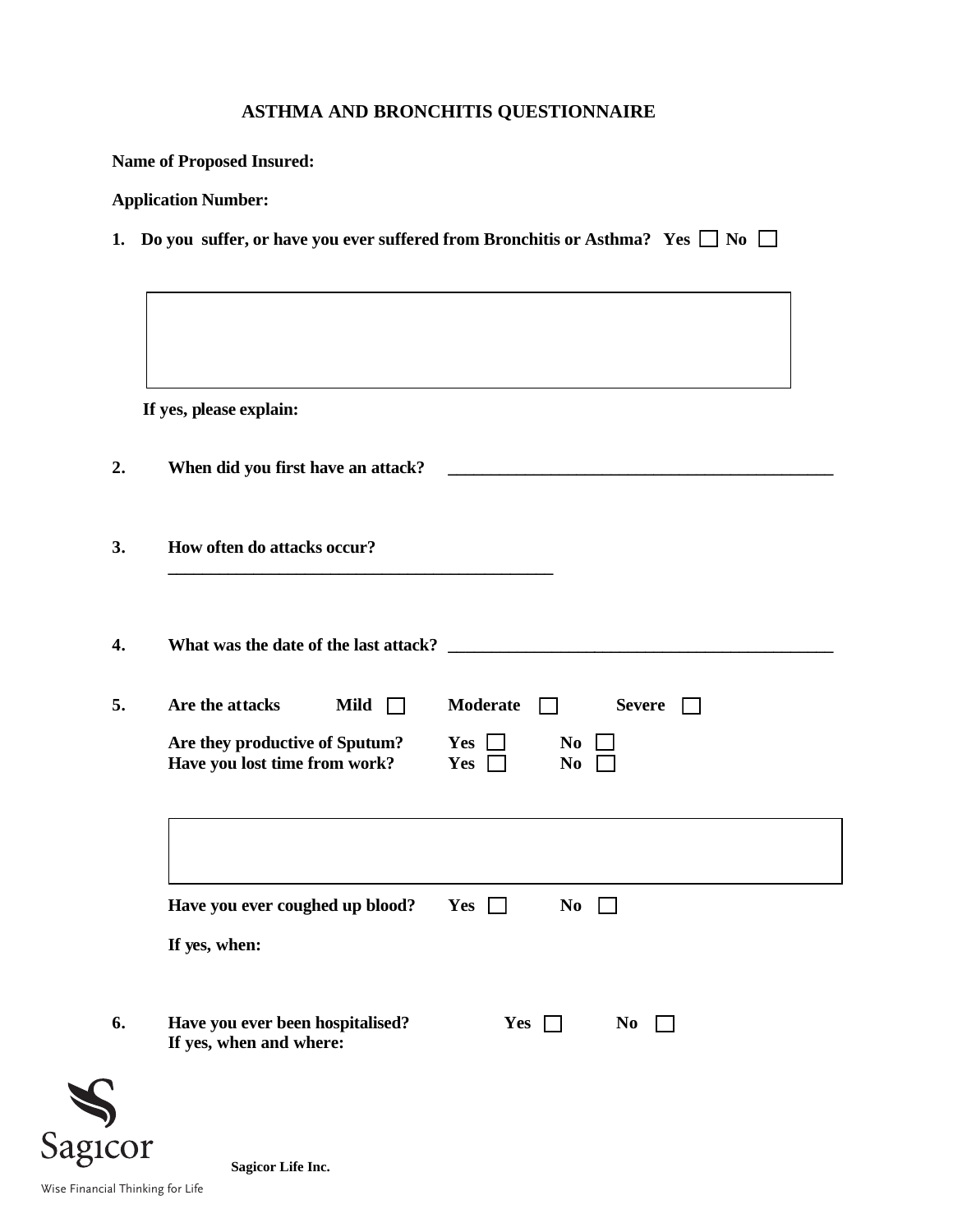# ASTHMA AND BRONCHITIS QUESTIONNAIRE

**Name of Proposed Insured:**

**Application Number:**

**1. Do you suffer, or have you ever suffered from Bronchitis or Asthma? Yes ☐ No ☐**

**If yes, please explain:**

**2. When did you first have an attack?** ______________________________________________

**3. How often do attacks occur?** ______________________________________________

**4. What was the date of the last attack?** ______________________________________________

**5. Are the attacks Mild ☐ Moderate ☐ Severe ☐**

**Are they productive of Sputum? Yes ☐ No ☐**
**Have you lost time from work? Yes ☐ No ☐**

**Have you ever coughed up blood? Yes ☐ No ☐**

**If yes, when:**

**6. Have you ever been hospitalised? Yes ☐ No ☐**
**If yes, when and where:**

Sagicor

Wise Financial Thinking for Life

**Sagicor Life Inc.**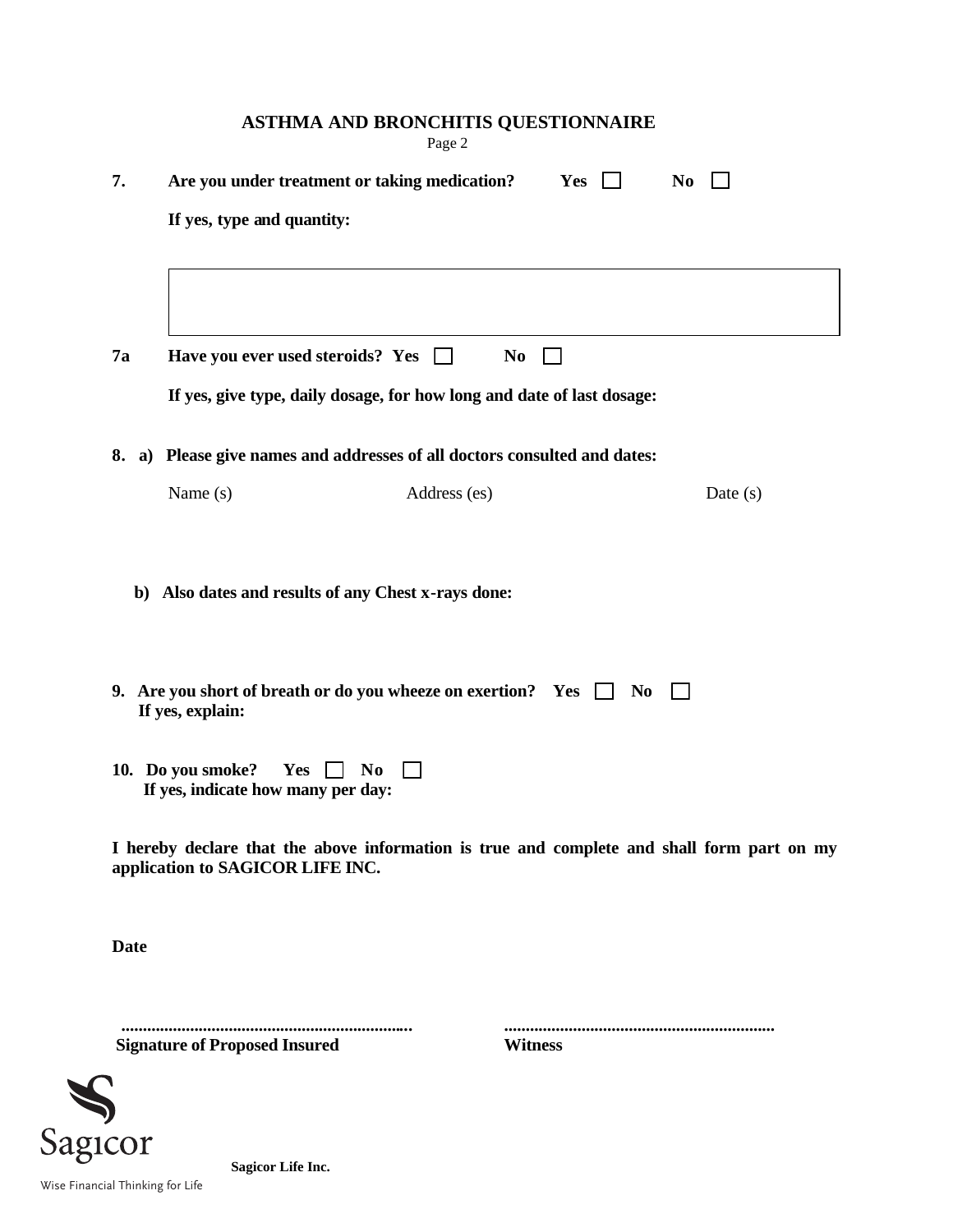# ASTHMA AND BRONCHITIS QUESTIONNAIRE

Page 2

**7. Are you under treatment or taking medication?** **Yes** ☐ **No** ☐

**If yes, type and quantity:**

**7a Have you ever used steroids?** **Yes** ☐ **No** ☐

**If yes, give type, daily dosage, for how long and date of last dosage:**

**8. a) Please give names and addresses of all doctors consulted and dates:**

| Name (s) | Address (es) | Date (s) |
|---|---|---|
| | | |

**b) Also dates and results of any Chest x-rays done:**

**9. Are you short of breath or do you wheeze on exertion?** **Yes** ☐ **No** ☐
**If yes, explain:**

**10. Do you smoke?** **Yes** ☐ **No** ☐
**If yes, indicate how many per day:**

**I hereby declare that the above information is true and complete and shall form part on my application to SAGICOR LIFE INC.**

**Date**

.................................................................... ..............................................................
**Signature of Proposed Insured** **Witness**

Sagicor
Wise Financial Thinking for Life

**Sagicor Life Inc.**